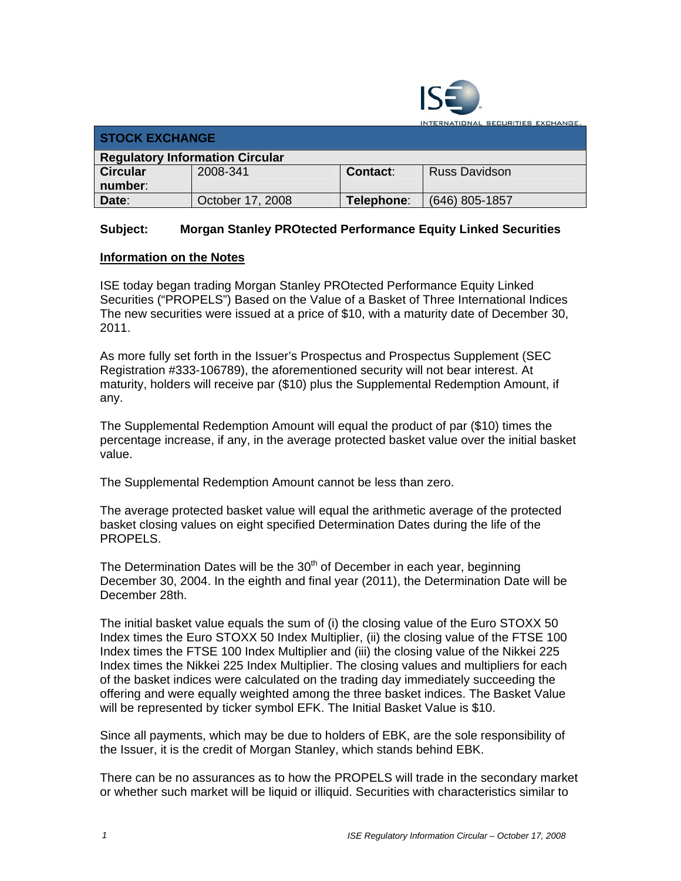INTERNATIONAL SECURITIES EXCHANGE

| STOCK EXCHANGE | | | |
|---|---|---|---|
| **Regulatory Information Circular** | | | |
| **Circular number:** | 2008-341 | **Contact:** | Russ Davidson |
| **Date:** | October 17, 2008 | **Telephone:** | (646) 805-1857 |

**Subject: Morgan Stanley PROtected Performance Equity Linked Securities**

**Information on the Notes**

ISE today began trading Morgan Stanley PROtected Performance Equity Linked Securities ("PROPELS") Based on the Value of a Basket of Three International Indices The new securities were issued at a price of $10, with a maturity date of December 30, 2011.

As more fully set forth in the Issuer's Prospectus and Prospectus Supplement (SEC Registration #333-106789), the aforementioned security will not bear interest. At maturity, holders will receive par ($10) plus the Supplemental Redemption Amount, if any.

The Supplemental Redemption Amount will equal the product of par ($10) times the percentage increase, if any, in the average protected basket value over the initial basket value.

The Supplemental Redemption Amount cannot be less than zero.

The average protected basket value will equal the arithmetic average of the protected basket closing values on eight specified Determination Dates during the life of the PROPELS.

The Determination Dates will be the 30th of December in each year, beginning December 30, 2004. In the eighth and final year (2011), the Determination Date will be December 28th.

The initial basket value equals the sum of (i) the closing value of the Euro STOXX 50 Index times the Euro STOXX 50 Index Multiplier, (ii) the closing value of the FTSE 100 Index times the FTSE 100 Index Multiplier and (iii) the closing value of the Nikkei 225 Index times the Nikkei 225 Index Multiplier. The closing values and multipliers for each of the basket indices were calculated on the trading day immediately succeeding the offering and were equally weighted among the three basket indices. The Basket Value will be represented by ticker symbol EFK. The Initial Basket Value is $10.

Since all payments, which may be due to holders of EBK, are the sole responsibility of the Issuer, it is the credit of Morgan Stanley, which stands behind EBK.

There can be no assurances as to how the PROPELS will trade in the secondary market or whether such market will be liquid or illiquid. Securities with characteristics similar to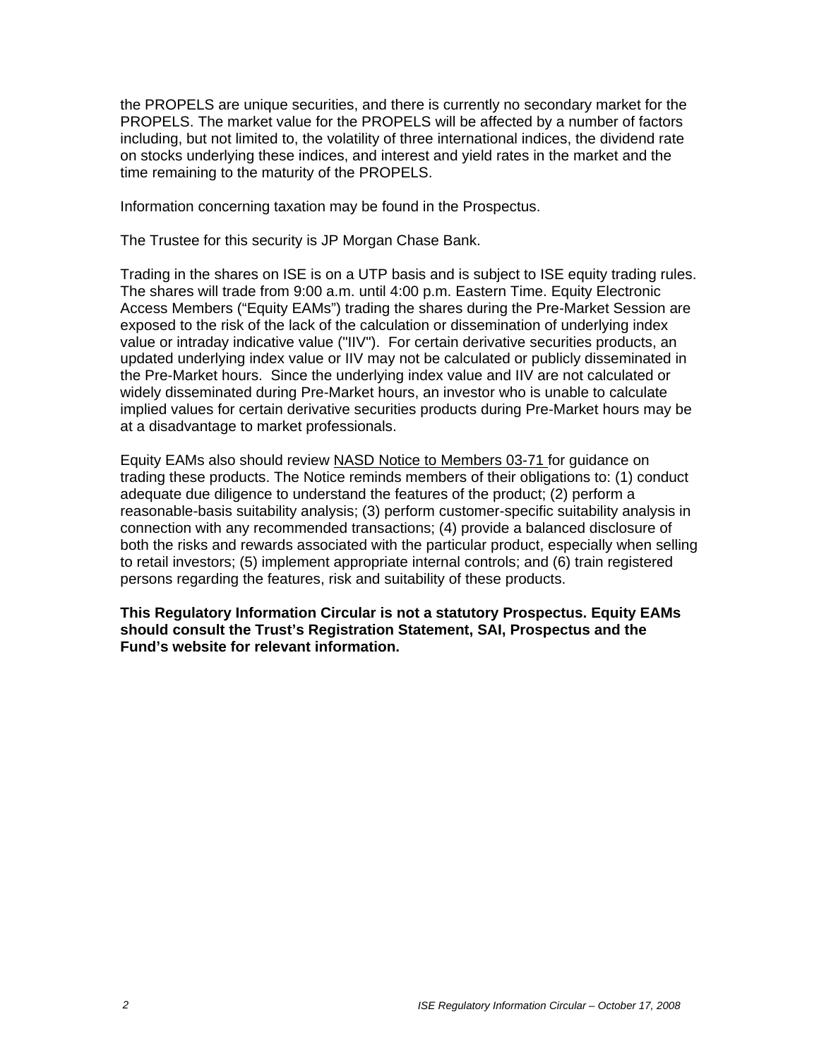the PROPELS are unique securities, and there is currently no secondary market for the PROPELS. The market value for the PROPELS will be affected by a number of factors including, but not limited to, the volatility of three international indices, the dividend rate on stocks underlying these indices, and interest and yield rates in the market and the time remaining to the maturity of the PROPELS.

Information concerning taxation may be found in the Prospectus.

The Trustee for this security is JP Morgan Chase Bank.

Trading in the shares on ISE is on a UTP basis and is subject to ISE equity trading rules. The shares will trade from 9:00 a.m. until 4:00 p.m. Eastern Time. Equity Electronic Access Members (“Equity EAMs”) trading the shares during the Pre-Market Session are exposed to the risk of the lack of the calculation or dissemination of underlying index value or intraday indicative value ("IIV"). For certain derivative securities products, an updated underlying index value or IIV may not be calculated or publicly disseminated in the Pre-Market hours. Since the underlying index value and IIV are not calculated or widely disseminated during Pre-Market hours, an investor who is unable to calculate implied values for certain derivative securities products during Pre-Market hours may be at a disadvantage to market professionals.

Equity EAMs also should review NASD Notice to Members 03-71 for guidance on trading these products. The Notice reminds members of their obligations to: (1) conduct adequate due diligence to understand the features of the product; (2) perform a reasonable-basis suitability analysis; (3) perform customer-specific suitability analysis in connection with any recommended transactions; (4) provide a balanced disclosure of both the risks and rewards associated with the particular product, especially when selling to retail investors; (5) implement appropriate internal controls; and (6) train registered persons regarding the features, risk and suitability of these products.

**This Regulatory Information Circular is not a statutory Prospectus. Equity EAMs should consult the Trust’s Registration Statement, SAI, Prospectus and the Fund’s website for relevant information.**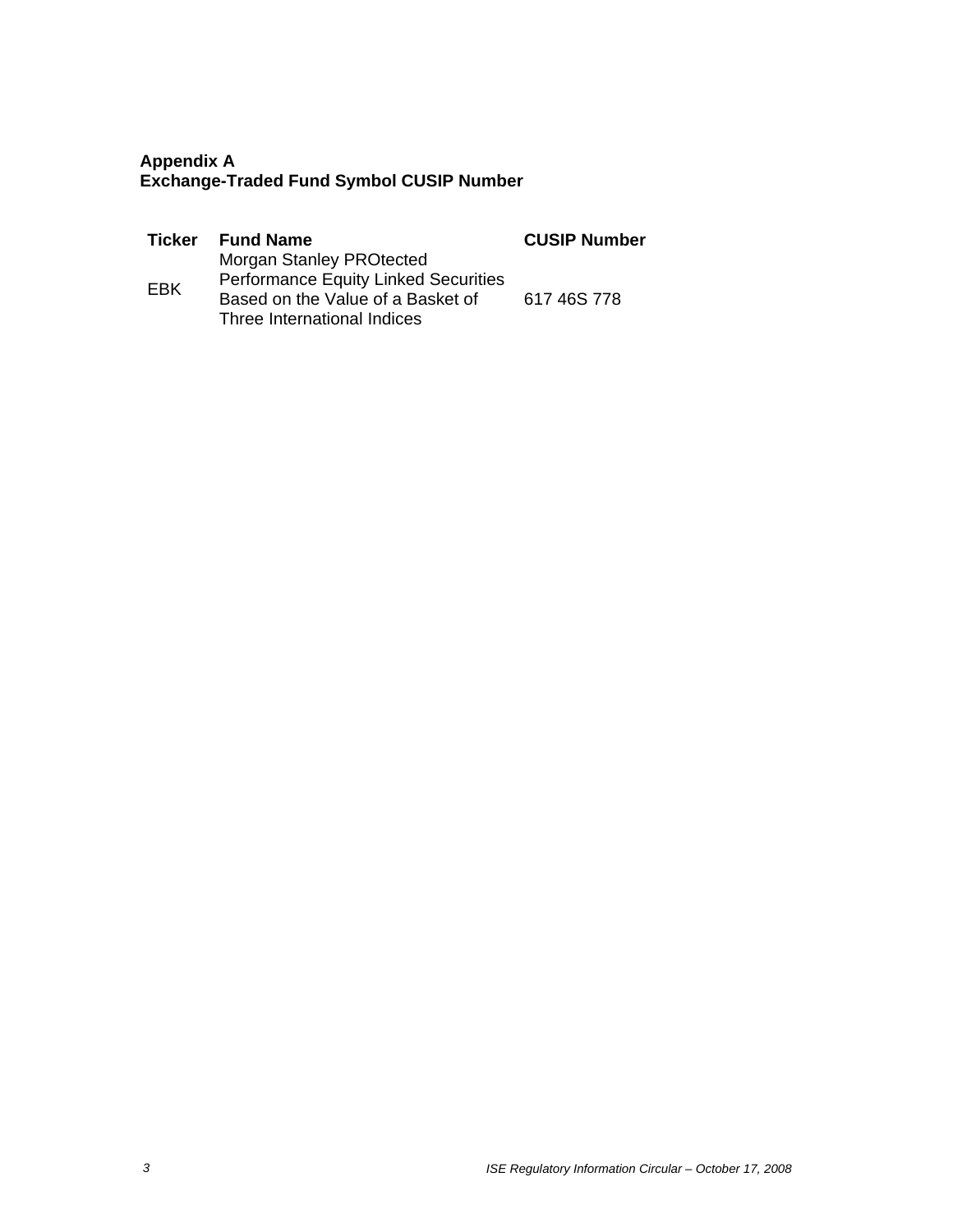**Appendix A**
**Exchange-Traded Fund Symbol CUSIP Number**

| Ticker | Fund Name | CUSIP Number |
| --- | --- | --- |
| EBK | Morgan Stanley PROtected Performance Equity Linked Securities Based on the Value of a Basket of Three International Indices | 617 46S 778 |